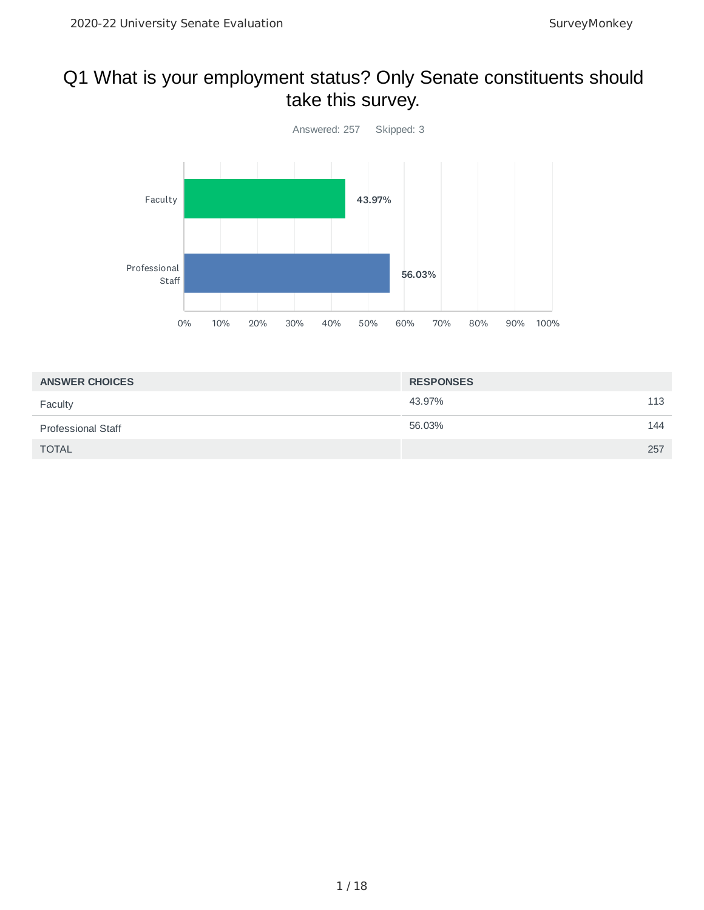# Q1 What is your employment status? Only Senate constituents should take this survey.

Answered: 257    Skipped: 3

Faculty

43.97%

Professional Staff

56.03%

0% 10% 20% 30% 40% 50% 60% 70% 80% 90% 100%

| ANSWER CHOICES | RESPONSES | |
|---|---|---|
| Faculty | 43.97% | 113 |
| Professional Staff | 56.03% | 144 |
| TOTAL | | 257 |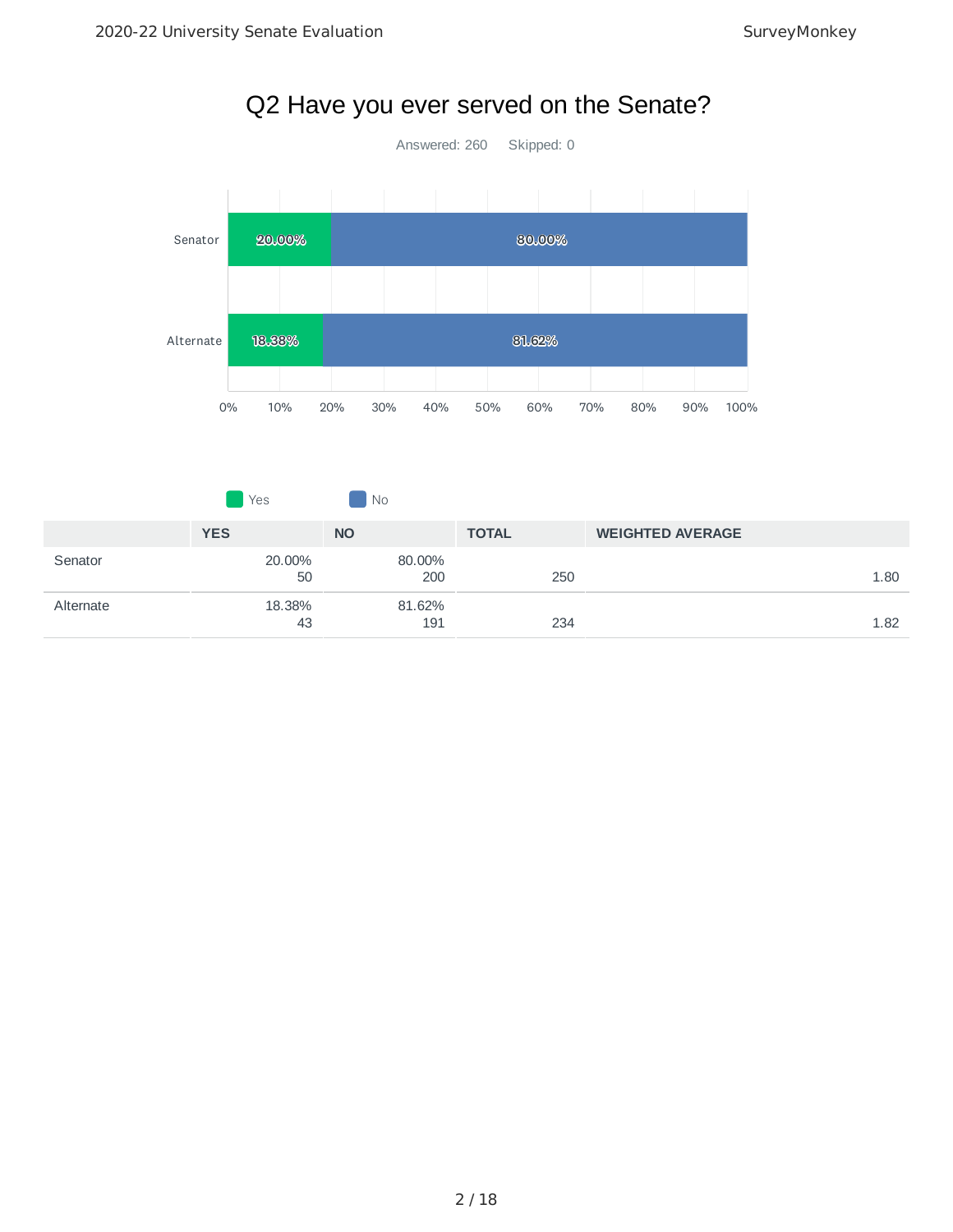# Q2 Have you ever served on the Senate?

Answered: 260 Skipped: 0

Senator
20.00%
80.00%

Alternate
18.38%
81.62%

0% 10% 20% 30% 40% 50% 60% 70% 80% 90% 100%

Yes No

| | YES | NO | TOTAL | WEIGHTED AVERAGE |
|---|---|---|---|---|
| Senator | 20.00% 50 | 80.00% 200 | 250 | 1.80 |
| Alternate | 18.38% 43 | 81.62% 191 | 234 | 1.82 |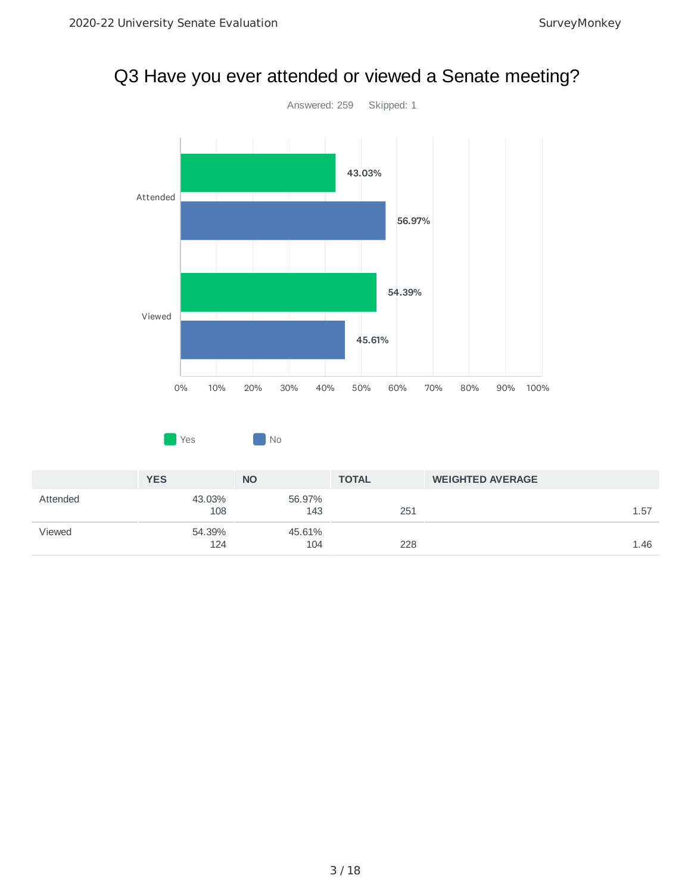# Q3 Have you ever attended or viewed a Senate meeting?

Answered: 259 Skipped: 1

Attended
43.03%
56.97%
Viewed
54.39%
45.61%

0% 10% 20% 30% 40% 50% 60% 70% 80% 90% 100%

Yes No

| | YES | NO | TOTAL | WEIGHTED AVERAGE |
|---|---|---|---|---|
| Attended | 43.03%<br>108 | 56.97%<br>143 | 251 | 1.57 |
| Viewed | 54.39%<br>124 | 45.61%<br>104 | 228 | 1.46 |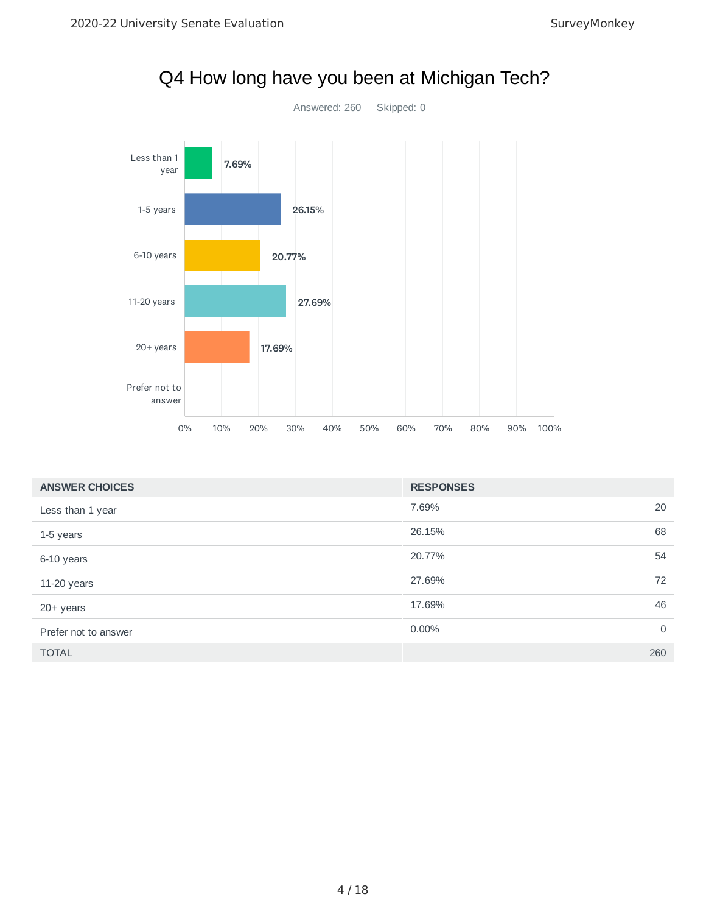# Q4 How long have you been at Michigan Tech?

Answered: 260 Skipped: 0

Less than 1 year
1-5 years
6-10 years
11-20 years
20+ years
Prefer not to answer

7.69%
26.15%
20.77%
27.69%
17.69%

0% 10% 20% 30% 40% 50% 60% 70% 80% 90% 100%

| ANSWER CHOICES | RESPONSES | |
|---|---|---|
| Less than 1 year | 7.69% | 20 |
| 1-5 years | 26.15% | 68 |
| 6-10 years | 20.77% | 54 |
| 11-20 years | 27.69% | 72 |
| 20+ years | 17.69% | 46 |
| Prefer not to answer | 0.00% | 0 |
| TOTAL | | 260 |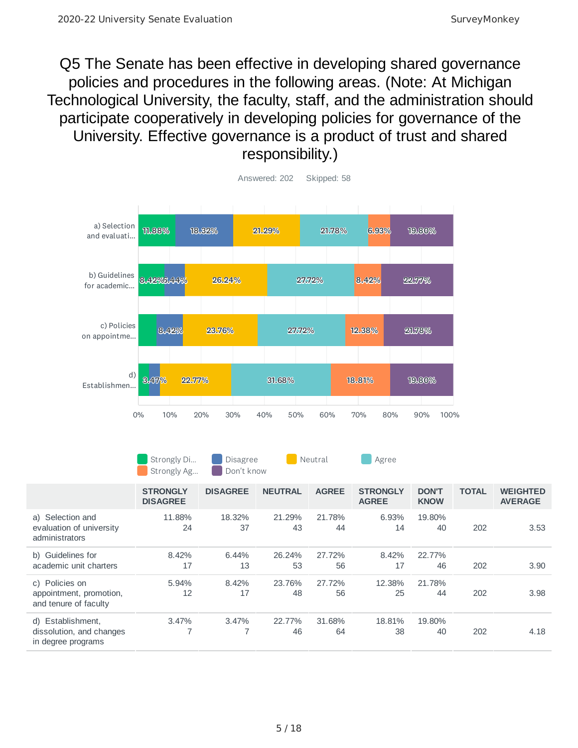# Q5 The Senate has been effective in developing shared governance policies and procedures in the following areas. (Note: At Michigan Technological University, the faculty, staff, and the administration should participate cooperatively in developing policies for governance of the University. Effective governance is a product of trust and shared responsibility.)

Answered: 202 Skipped: 58

a) Selection and evaluati...
11.88% 18.32% 21.29% 21.78% 6.93% 19.80%

b) Guidelines for academic...
8.42% 6.44% 26.24% 27.72% 8.42% 22.77%

c) Policies on appointme...
8.42% 23.76% 27.72% 12.38% 21.78%

d) Establishmen...
3.47% 22.77% 31.68% 18.81% 19.80%

0% 10% 20% 30% 40% 50% 60% 70% 80% 90% 100%

Strongly Di... Disagree Neutral Agree Strongly Ag... Don't know

| | STRONGLY DISAGREE | DISAGREE | NEUTRAL | AGREE | STRONGLY AGREE | DON'T KNOW | TOTAL | WEIGHTED AVERAGE |
|---|---|---|---|---|---|---|---|---|
| a) Selection and evaluation of university administrators | 11.88% 24 | 18.32% 37 | 21.29% 43 | 21.78% 44 | 6.93% 14 | 19.80% 40 | 202 | 3.53 |
| b) Guidelines for academic unit charters | 8.42% 17 | 6.44% 13 | 26.24% 53 | 27.72% 56 | 8.42% 17 | 22.77% 46 | 202 | 3.90 |
| c) Policies on appointment, promotion, and tenure of faculty | 5.94% 12 | 8.42% 17 | 23.76% 48 | 27.72% 56 | 12.38% 25 | 21.78% 44 | 202 | 3.98 |
| d) Establishment, dissolution, and changes in degree programs | 3.47% 7 | 3.47% 7 | 22.77% 46 | 31.68% 64 | 18.81% 38 | 19.80% 40 | 202 | 4.18 |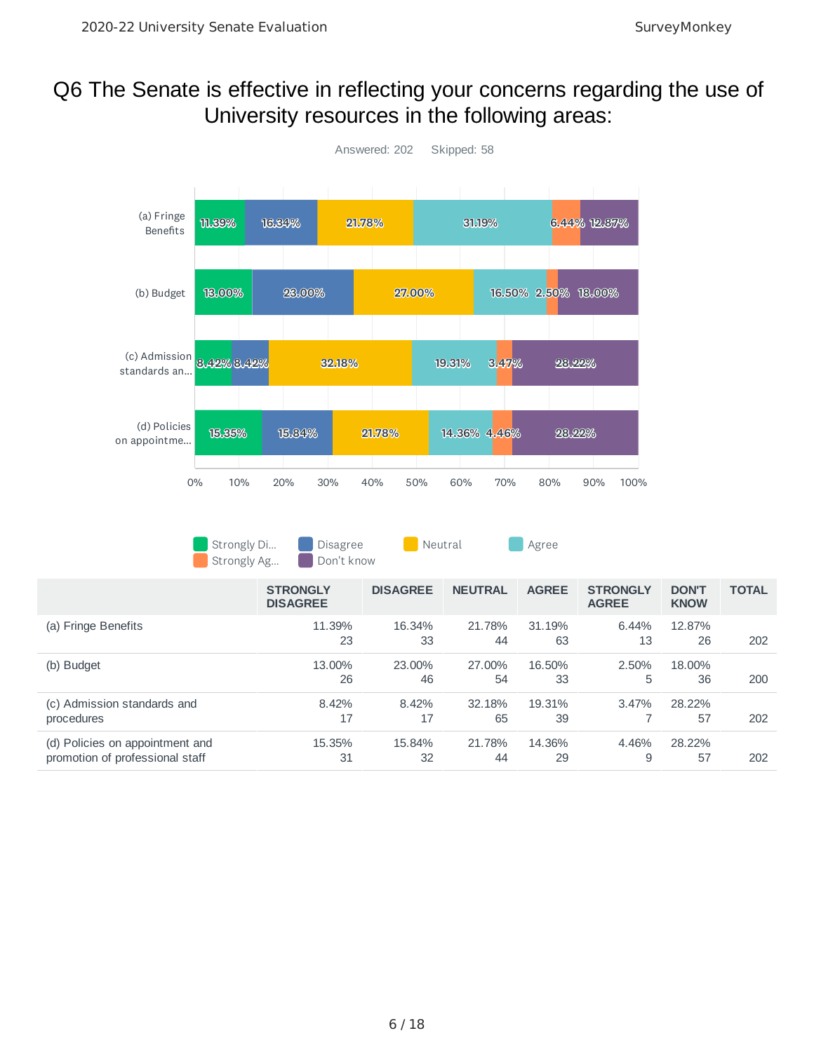# Q6 The Senate is effective in reflecting your concerns regarding the use of University resources in the following areas:

Answered: 202 Skipped: 58

(a) Fringe Benefits
11.39% 16.34% 21.78% 31.19% 6.44% 12.87%

(b) Budget
13.00% 23.00% 27.00% 16.50% 2.50% 18.00%

(c) Admission standards an...
8.42% 8.42% 32.18% 19.31% 3.47% 28.22%

(d) Policies on appointme...
15.35% 15.84% 21.78% 14.36% 4.46% 28.22%

0% 10% 20% 30% 40% 50% 60% 70% 80% 90% 100%

Strongly Di... Disagree Neutral Agree Strongly Ag... Don't know

| | STRONGLY DISAGREE | DISAGREE | NEUTRAL | AGREE | STRONGLY AGREE | DON'T KNOW | TOTAL |
|---|---|---|---|---|---|---|---|
| (a) Fringe Benefits | 11.39% 23 | 16.34% 33 | 21.78% 44 | 31.19% 63 | 6.44% 13 | 12.87% 26 | 202 |
| (b) Budget | 13.00% 26 | 23.00% 46 | 27.00% 54 | 16.50% 33 | 2.50% 5 | 18.00% 36 | 200 |
| (c) Admission standards and procedures | 8.42% 17 | 8.42% 17 | 32.18% 65 | 19.31% 39 | 3.47% 7 | 28.22% 57 | 202 |
| (d) Policies on appointment and promotion of professional staff | 15.35% 31 | 15.84% 32 | 21.78% 44 | 14.36% 29 | 4.46% 9 | 28.22% 57 | 202 |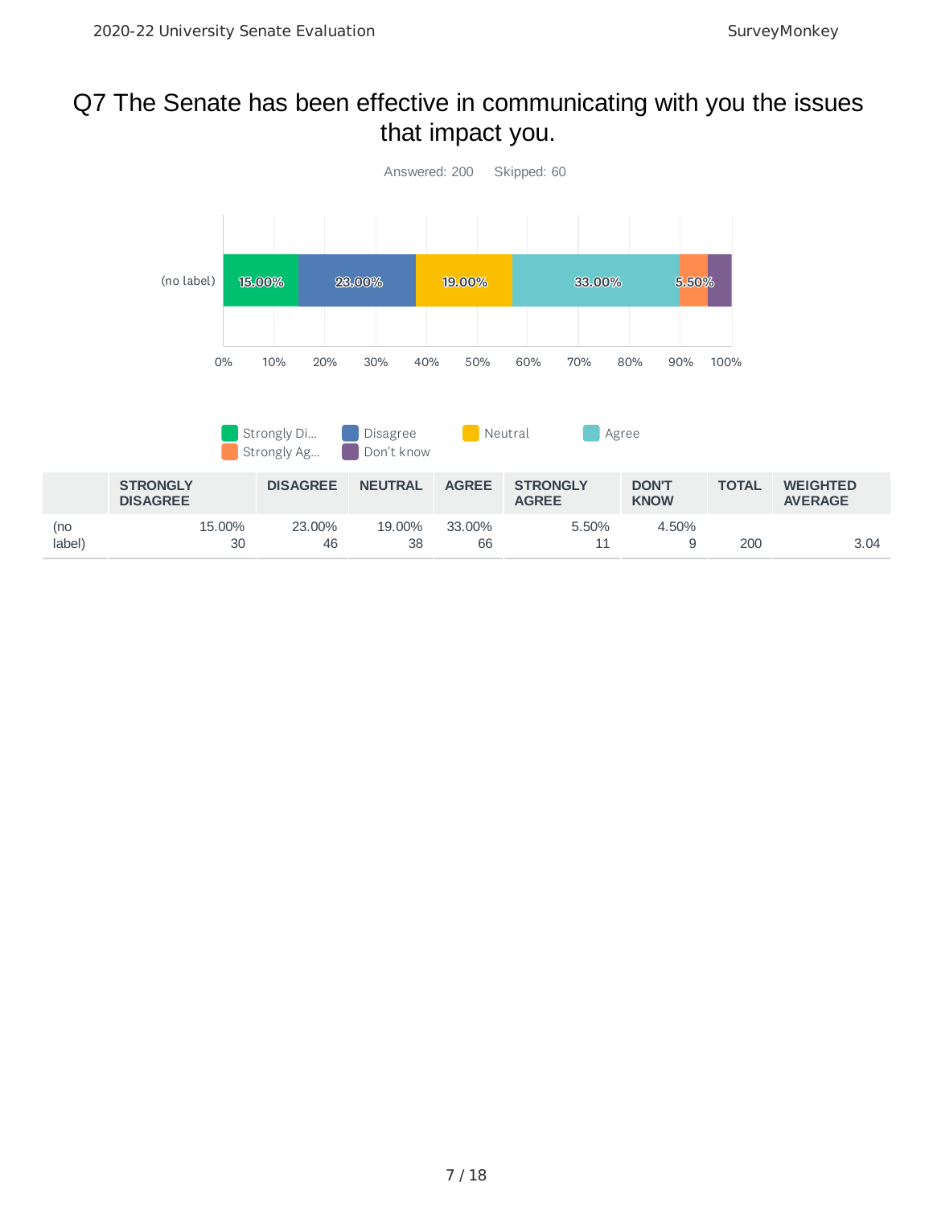# Q7 The Senate has been effective in communicating with you the issues that impact you.

Answered: 200 Skipped: 60

(no label)

15.00%
23.00%
19.00%
33.00%
5.50%

0% 10% 20% 30% 40% 50% 60% 70% 80% 90% 100%

Strongly Di... Disagree Neutral Agree Strongly Ag... Don't know

| | STRONGLY DISAGREE | DISAGREE | NEUTRAL | AGREE | STRONGLY AGREE | DON'T KNOW | TOTAL | WEIGHTED AVERAGE |
|---|---|---|---|---|---|---|---|---|
| (no label) | 15.00% 30 | 23.00% 46 | 19.00% 38 | 33.00% 66 | 5.50% 11 | 4.50% 9 | 200 | 3.04 |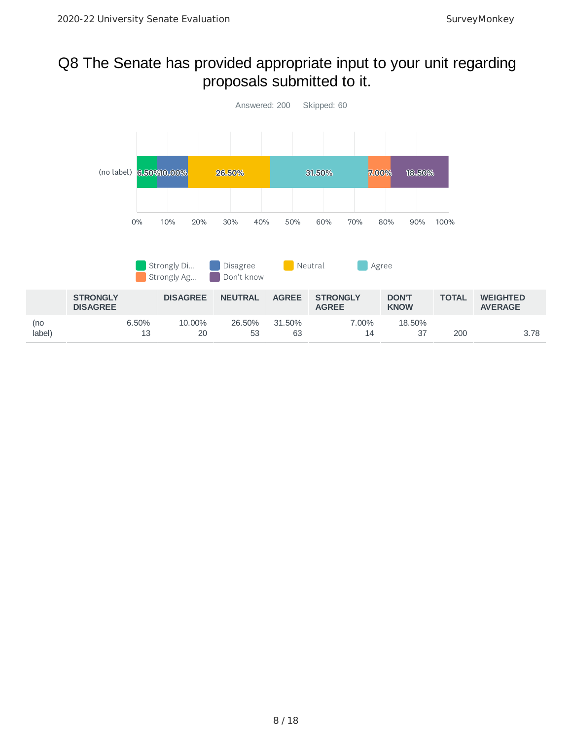# Q8 The Senate has provided appropriate input to your unit regarding proposals submitted to it.

Answered: 200 Skipped: 60

(no label) 6.50% 10.00% 26.50% 31.50% 7.00% 18.50%

0% 10% 20% 30% 40% 50% 60% 70% 80% 90% 100%

Strongly Di... Disagree Neutral Agree Strongly Ag... Don't know

| | STRONGLY DISAGREE | DISAGREE | NEUTRAL | AGREE | STRONGLY AGREE | DON'T KNOW | TOTAL | WEIGHTED AVERAGE |
|---|---|---|---|---|---|---|---|---|
| (no label) | 6.50% 13 | 10.00% 20 | 26.50% 53 | 31.50% 63 | 7.00% 14 | 18.50% 37 | 200 | 3.78 |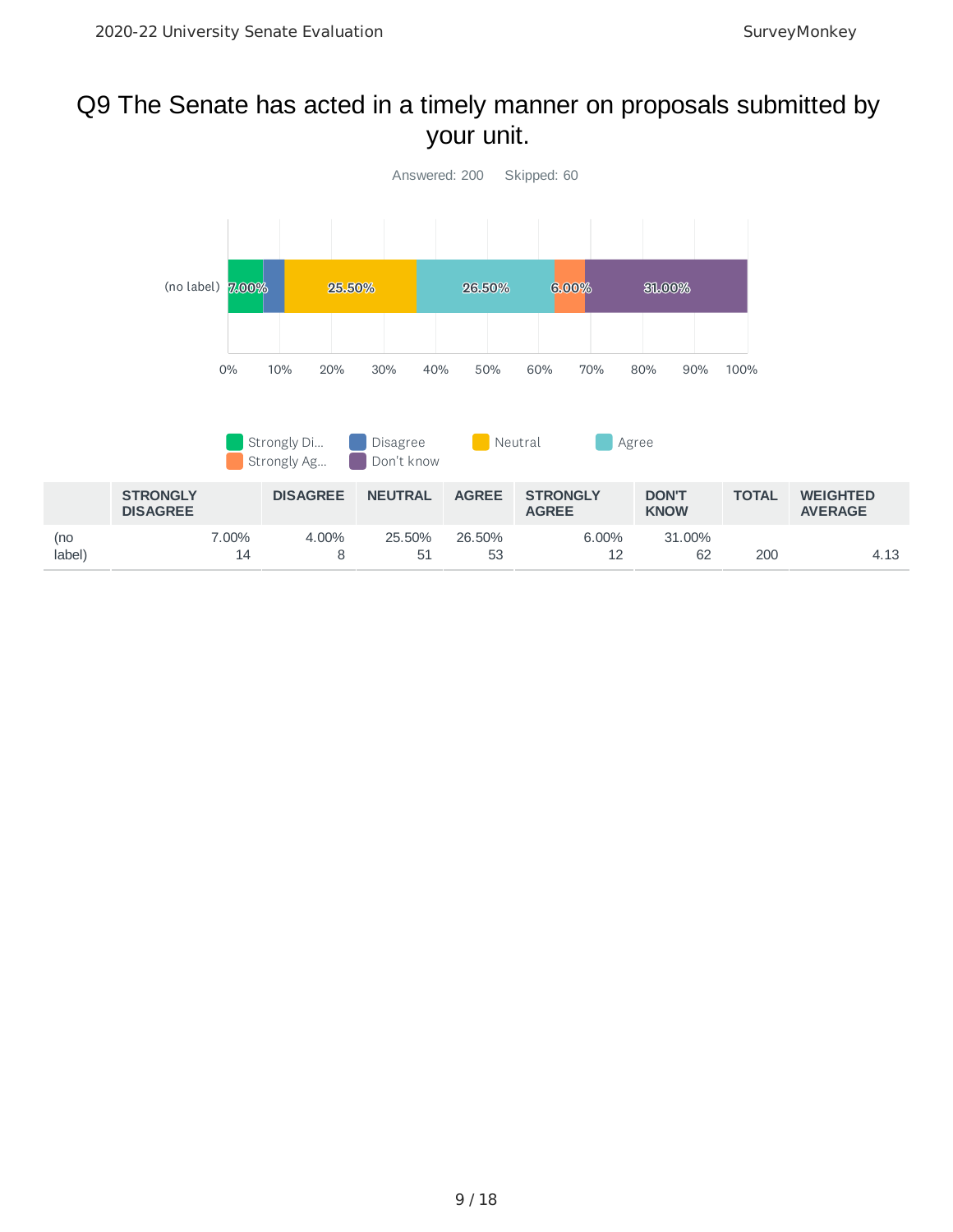# Q9 The Senate has acted in a timely manner on proposals submitted by your unit.

Answered: 200 Skipped: 60

(no label)
7.00%
25.50%
26.50%
6.00%
31.00%

0% 10% 20% 30% 40% 50% 60% 70% 80% 90% 100%

Strongly Di... Disagree Neutral Agree
Strongly Ag... Don't know

| | STRONGLY DISAGREE | DISAGREE | NEUTRAL | AGREE | STRONGLY AGREE | DON'T KNOW | TOTAL | WEIGHTED AVERAGE |
|---|---|---|---|---|---|---|---|---|
| (no label) | 7.00%<br>14 | 4.00%<br>8 | 25.50%<br>51 | 26.50%<br>53 | 6.00%<br>12 | 31.00%<br>62 | 200 | 4.13 |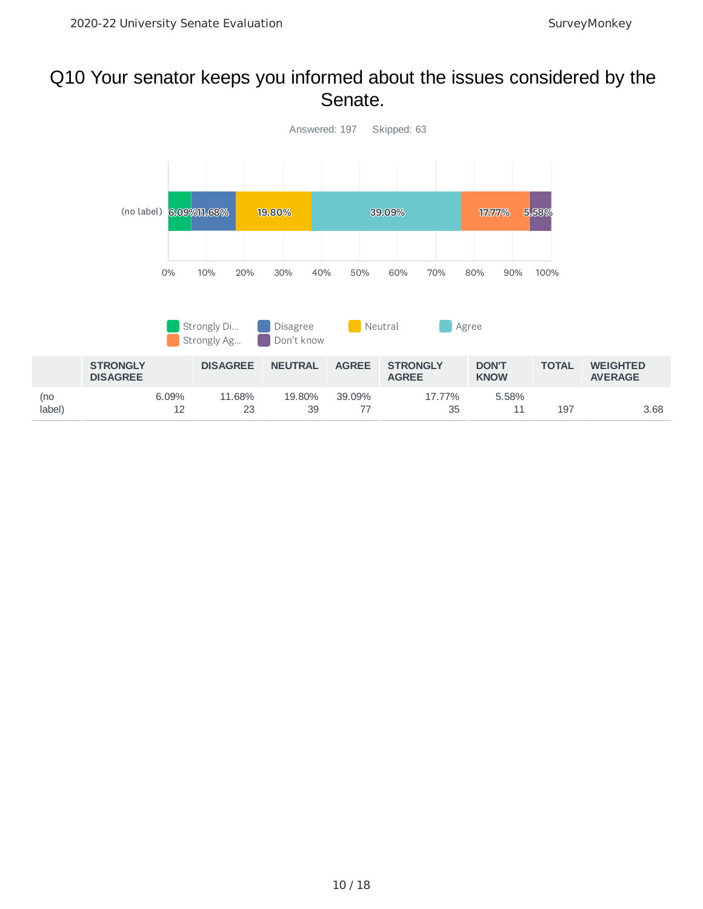# Q10 Your senator keeps you informed about the issues considered by the Senate.

Answered: 197 Skipped: 63

(no label) 6.09% 11.68% 19.80% 39.09% 17.77% 5.58%

0% 10% 20% 30% 40% 50% 60% 70% 80% 90% 100%

Strongly Di... Disagree Neutral Agree Strongly Ag... Don't know

| | STRONGLY DISAGREE | DISAGREE | NEUTRAL | AGREE | STRONGLY AGREE | DON'T KNOW | TOTAL | WEIGHTED AVERAGE |
|---|---|---|---|---|---|---|---|---|
| (no label) | 6.09%<br>12 | 11.68%<br>23 | 19.80%<br>39 | 39.09%<br>77 | 17.77%<br>35 | 5.58%<br>11 | 197 | 3.68 |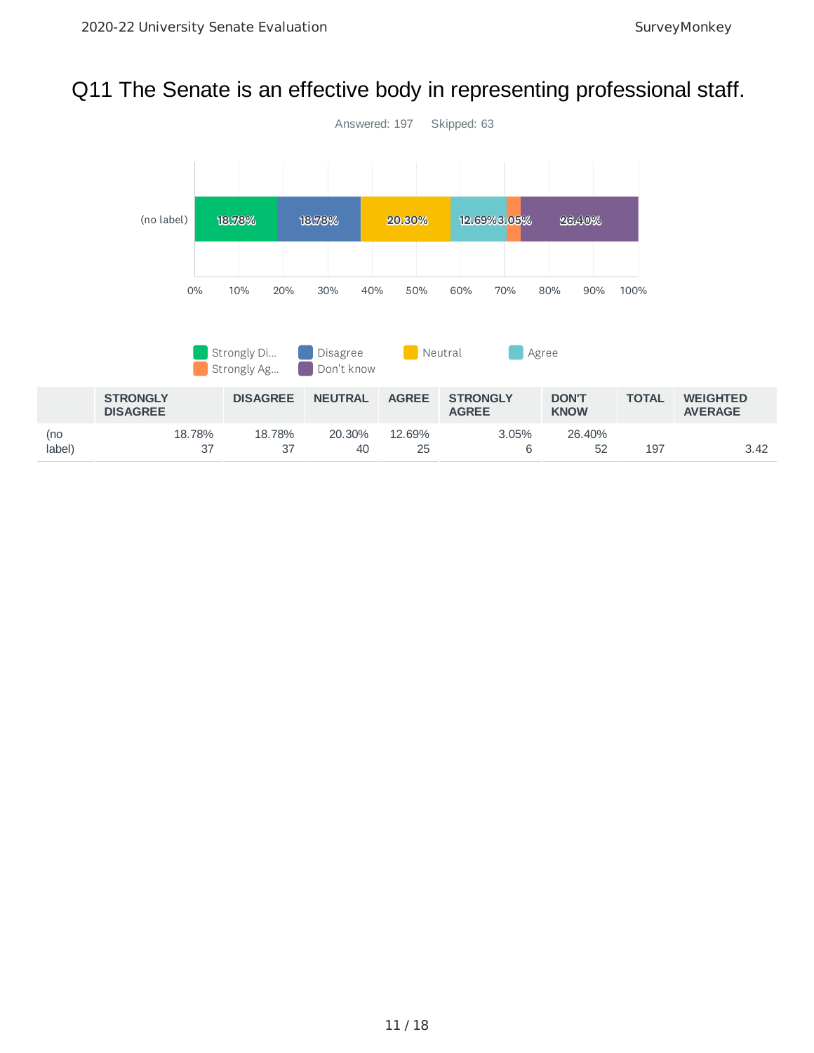# Q11 The Senate is an effective body in representing professional staff.

Answered: 197 Skipped: 63

(no label)

18.78% 18.78% 20.30% 12.69% 3.05% 26.40%

0% 10% 20% 30% 40% 50% 60% 70% 80% 90% 100%

Strongly Di... Disagree Neutral Agree Strongly Ag... Don't know

| | STRONGLY DISAGREE | DISAGREE | NEUTRAL | AGREE | STRONGLY AGREE | DON'T KNOW | TOTAL | WEIGHTED AVERAGE |
|---|---|---|---|---|---|---|---|---|
| (no label) | 18.78% 37 | 18.78% 37 | 20.30% 40 | 12.69% 25 | 3.05% 6 | 26.40% 52 | 197 | 3.42 |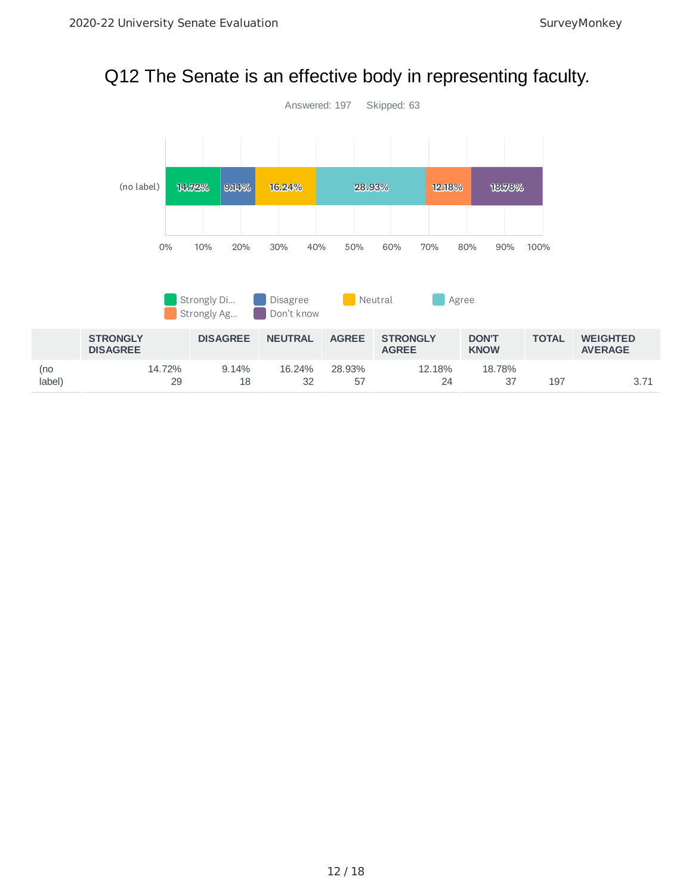# Q12 The Senate is an effective body in representing faculty.

Answered: 197 Skipped: 63

(no label)

14.72% 9.14% 16.24% 28.93% 12.18% 18.78%

0% 10% 20% 30% 40% 50% 60% 70% 80% 90% 100%

Strongly Di... Disagree Neutral Agree Strongly Ag... Don't know

| | STRONGLY DISAGREE | DISAGREE | NEUTRAL | AGREE | STRONGLY AGREE | DON'T KNOW | TOTAL | WEIGHTED AVERAGE |
|---|---|---|---|---|---|---|---|---|
| (no label) | 14.72%<br>29 | 9.14%<br>18 | 16.24%<br>32 | 28.93%<br>57 | 12.18%<br>24 | 18.78%<br>37 | 197 | 3.71 |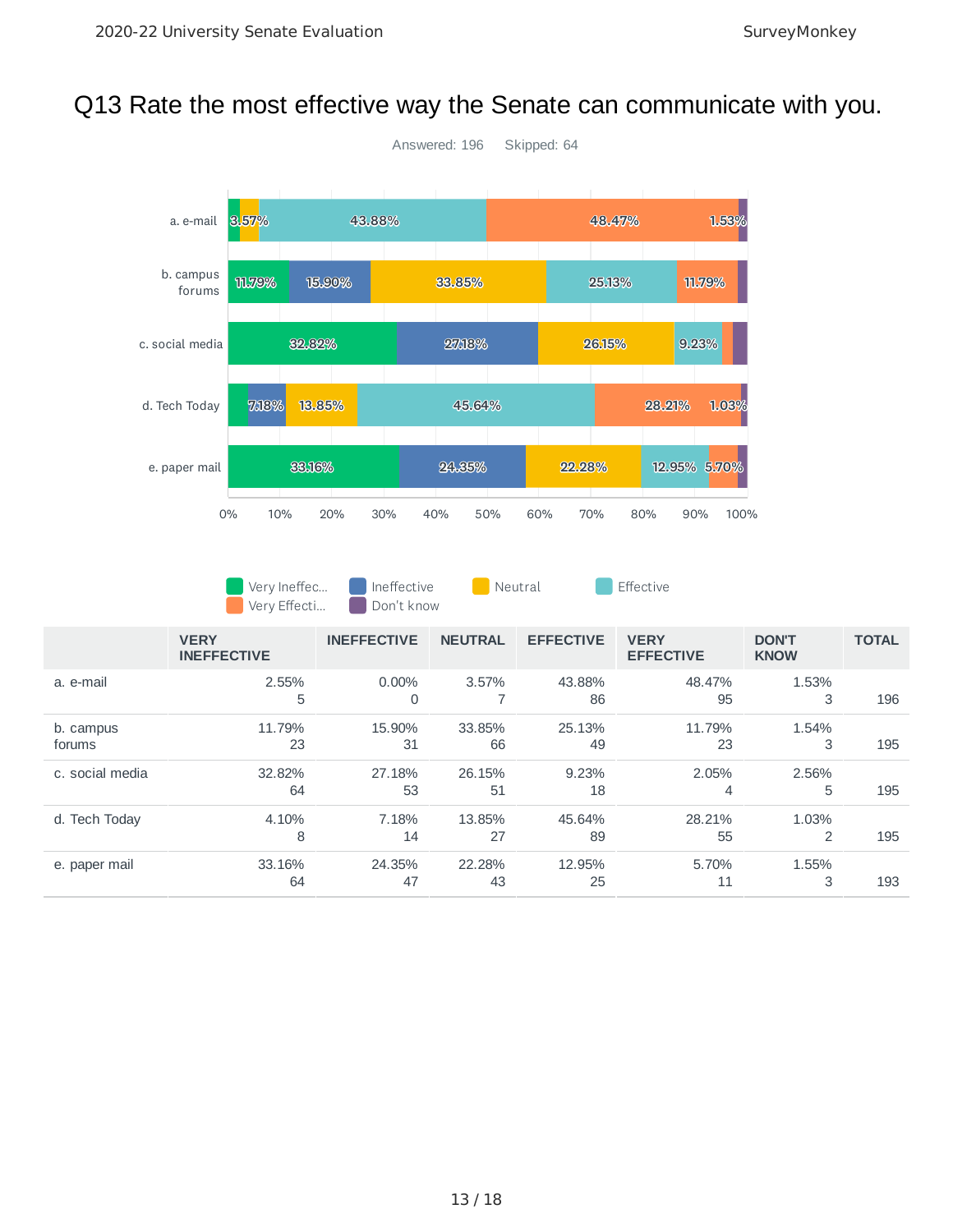# Q13 Rate the most effective way the Senate can communicate with you.

Answered: 196 Skipped: 64

a. e-mail
3.57% 43.88% 48.47% 1.53%

b. campus forums
11.79% 15.90% 33.85% 25.13% 11.79%

c. social media
32.82% 27.18% 26.15% 9.23%

d. Tech Today
7.18% 13.85% 45.64% 28.21% 1.03%

e. paper mail
33.16% 24.35% 22.28% 12.95% 5.70%

0% 10% 20% 30% 40% 50% 60% 70% 80% 90% 100%

Very Ineffec... Ineffective Neutral Effective Very Effecti... Don't know

| | VERY INEFFECTIVE | INEFFECTIVE | NEUTRAL | EFFECTIVE | VERY EFFECTIVE | DON'T KNOW | TOTAL |
|---|---|---|---|---|---|---|---|
| a. e-mail | 2.55% 5 | 0.00% 0 | 3.57% 7 | 43.88% 86 | 48.47% 95 | 1.53% 3 | 196 |
| b. campus forums | 11.79% 23 | 15.90% 31 | 33.85% 66 | 25.13% 49 | 11.79% 23 | 1.54% 3 | 195 |
| c. social media | 32.82% 64 | 27.18% 53 | 26.15% 51 | 9.23% 18 | 2.05% 4 | 2.56% 5 | 195 |
| d. Tech Today | 4.10% 8 | 7.18% 14 | 13.85% 27 | 45.64% 89 | 28.21% 55 | 1.03% 2 | 195 |
| e. paper mail | 33.16% 64 | 24.35% 47 | 22.28% 43 | 12.95% 25 | 5.70% 11 | 1.55% 3 | 193 |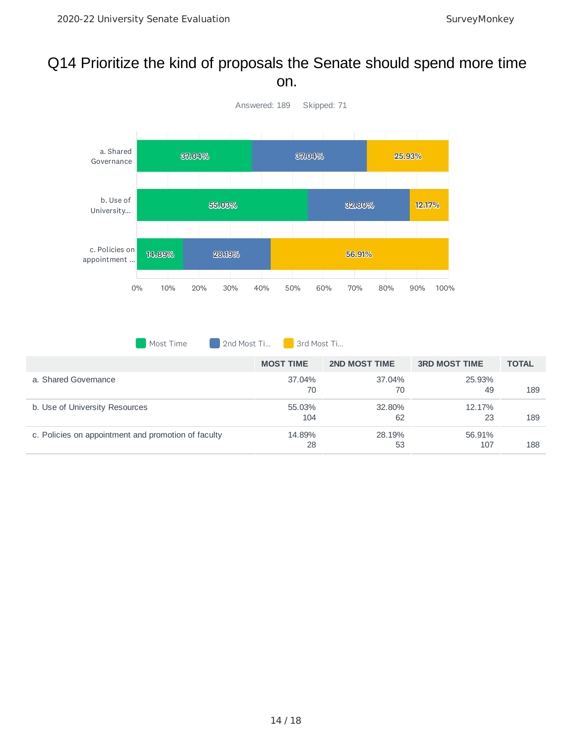# Q14 Prioritize the kind of proposals the Senate should spend more time on.

Answered: 189 Skipped: 71

a. Shared Governance
37.04% 37.04% 25.93%

b. Use of University...
55.03% 32.80% 12.17%

c. Policies on appointment ...
14.89% 28.19% 56.91%

0% 10% 20% 30% 40% 50% 60% 70% 80% 90% 100%

Most Time 2nd Most Ti... 3rd Most Ti...

| | MOST TIME | 2ND MOST TIME | 3RD MOST TIME | TOTAL |
|---|---|---|---|---|
| a. Shared Governance | 37.04%<br>70 | 37.04%<br>70 | 25.93%<br>49 | 189 |
| b. Use of University Resources | 55.03%<br>104 | 32.80%<br>62 | 12.17%<br>23 | 189 |
| c. Policies on appointment and promotion of faculty | 14.89%<br>28 | 28.19%<br>53 | 56.91%<br>107 | 188 |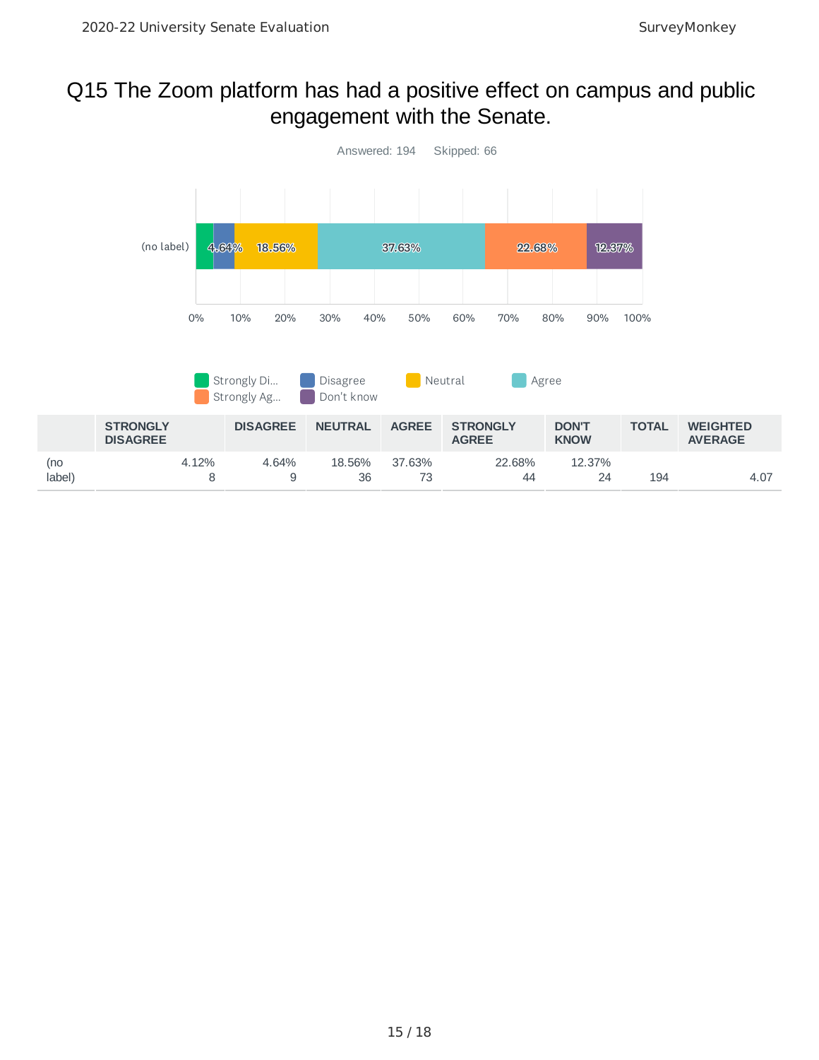# Q15 The Zoom platform has had a positive effect on campus and public engagement with the Senate.

Answered: 194 Skipped: 66

(no label)

4.64% 18.56% 37.63% 22.68% 12.37%

0% 10% 20% 30% 40% 50% 60% 70% 80% 90% 100%

Strongly Di... Disagree Neutral Agree Strongly Ag... Don't know

| | STRONGLY DISAGREE | DISAGREE | NEUTRAL | AGREE | STRONGLY AGREE | DON'T KNOW | TOTAL | WEIGHTED AVERAGE |
|---|---|---|---|---|---|---|---|---|
| (no label) | 4.12% 8 | 4.64% 9 | 18.56% 36 | 37.63% 73 | 22.68% 44 | 12.37% 24 | 194 | 4.07 |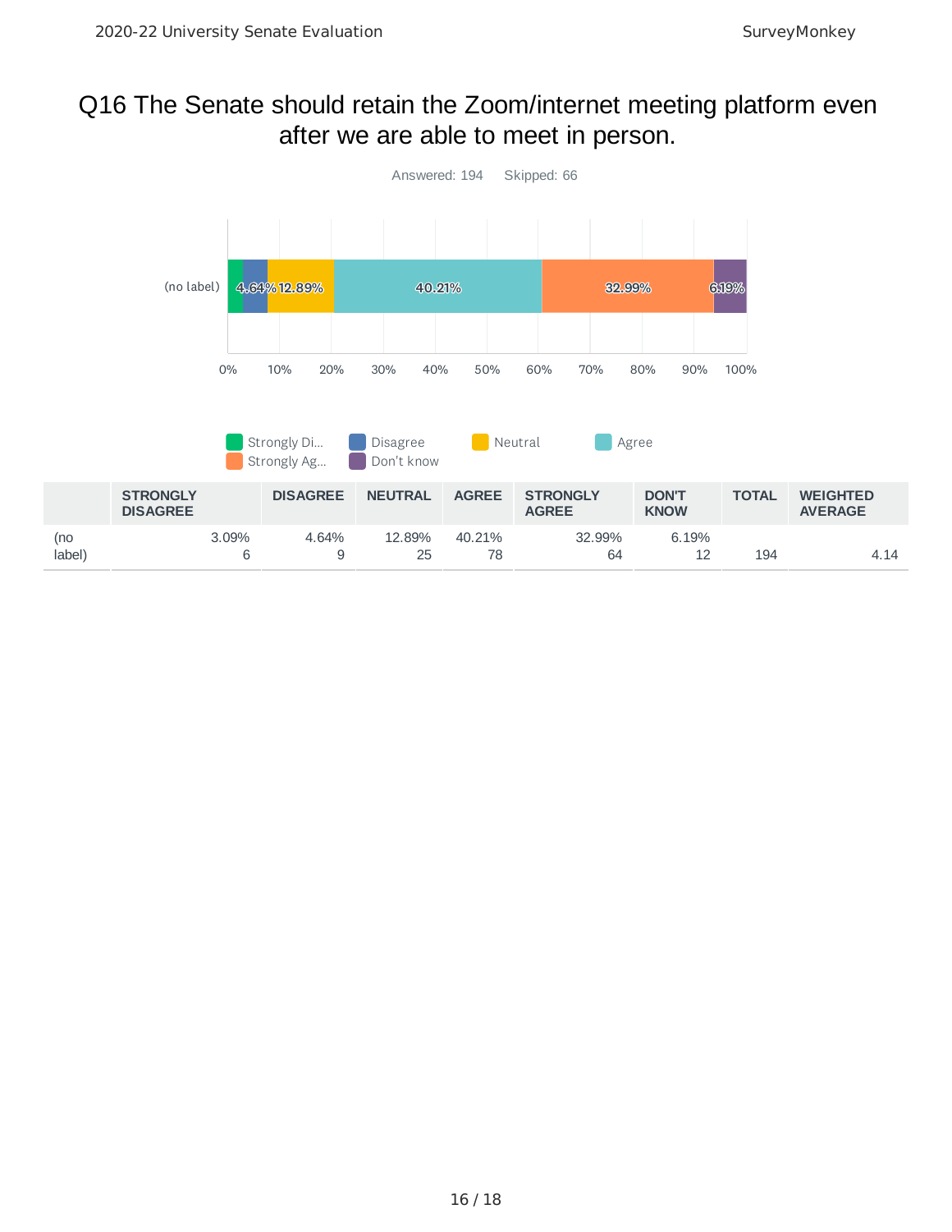# Q16 The Senate should retain the Zoom/internet meeting platform even after we are able to meet in person.

Answered: 194    Skipped: 66

| | STRONGLY DISAGREE | DISAGREE | NEUTRAL | AGREE | STRONGLY AGREE | DON'T KNOW | TOTAL | WEIGHTED AVERAGE |
|---|---|---|---|---|---|---|---|---|
| (no label) | 3.09%<br>6 | 4.64%<br>9 | 12.89%<br>25 | 40.21%<br>78 | 32.99%<br>64 | 6.19%<br>12 | 194 | 4.14 |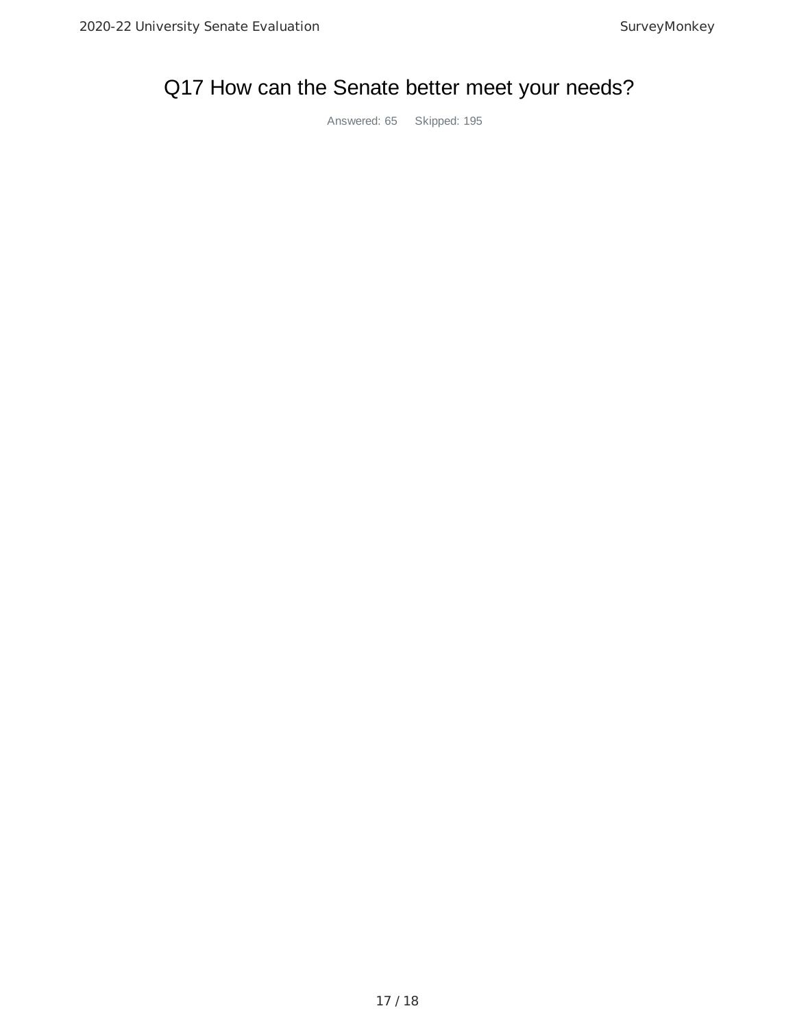# Q17 How can the Senate better meet your needs?

Answered: 65 Skipped: 195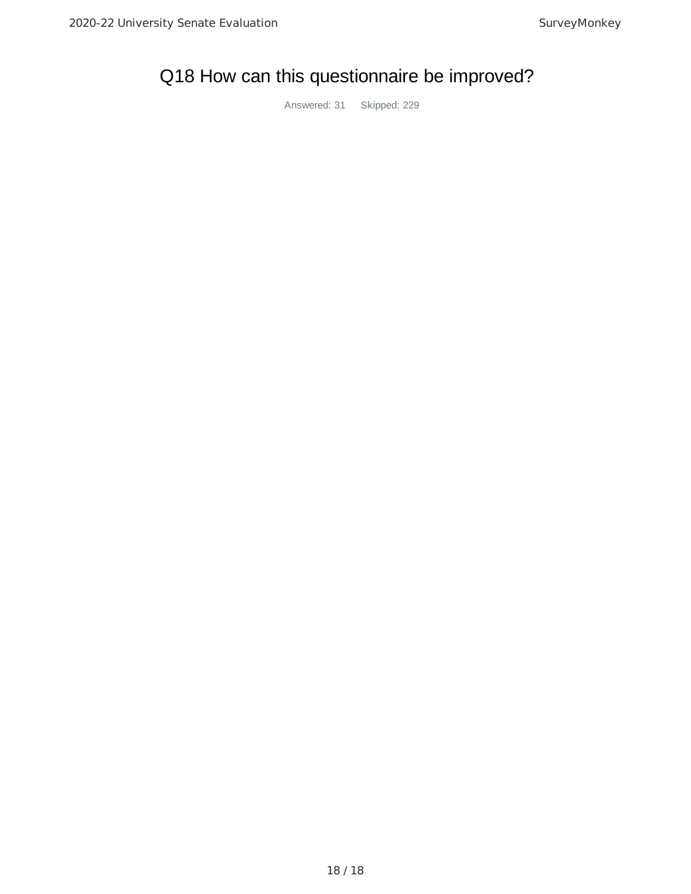# Q18 How can this questionnaire be improved?

Answered: 31 Skipped: 229